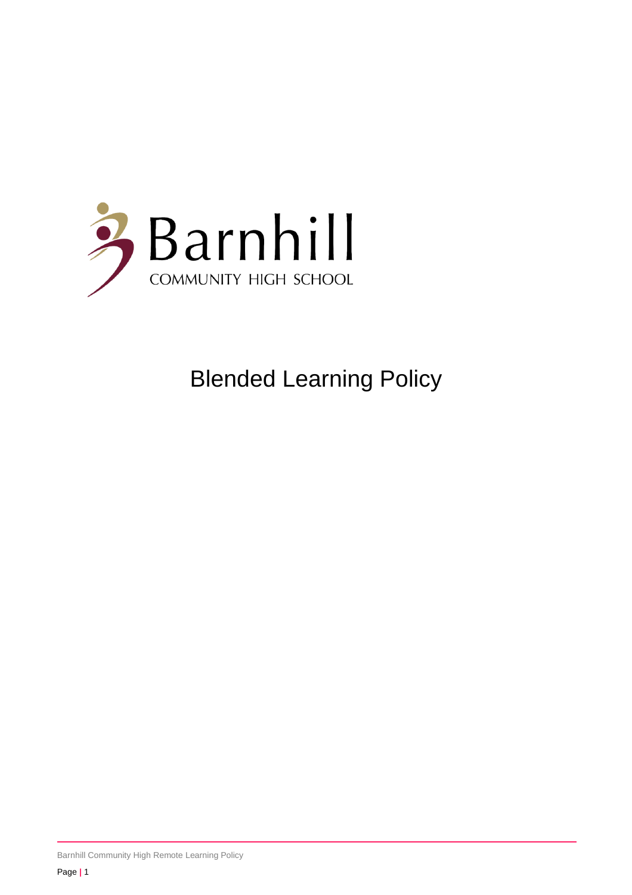Barnhill

COMMUNITY HIGH SCHOOL

# Blended Learning Policy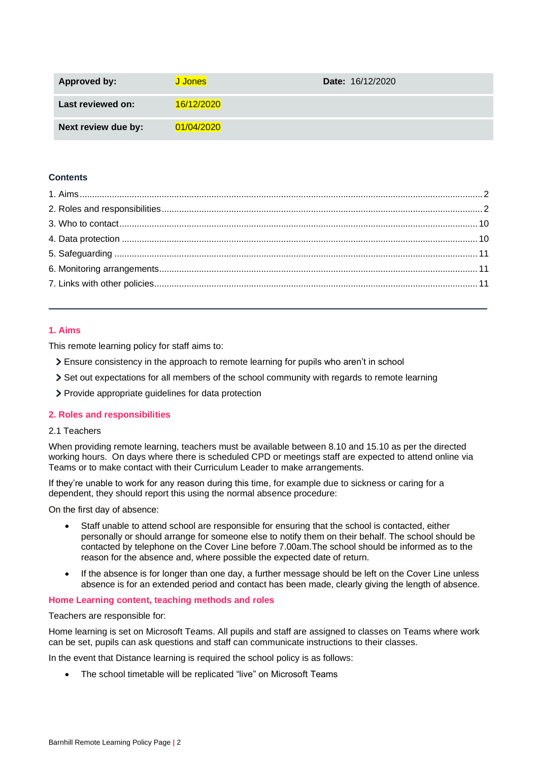| Approved by: | J Jones | Date: 16/12/2020 |
|---|---|---|
| Last reviewed on: | 16/12/2020 | |
| Next review due by: | 01/04/2020 | |

**Contents**

1. Aims ..... 2
2. Roles and responsibilities ..... 2
3. Who to contact ..... 10
4. Data protection ..... 10
5. Safeguarding ..... 11
6. Monitoring arrangements ..... 11
7. Links with other policies ..... 11

---

## 1. Aims

This remote learning policy for staff aims to:

- Ensure consistency in the approach to remote learning for pupils who aren't in school
- Set out expectations for all members of the school community with regards to remote learning
- Provide appropriate guidelines for data protection

## 2. Roles and responsibilities

2.1 Teachers

When providing remote learning, teachers must be available between 8.10 and 15.10 as per the directed working hours. On days where there is scheduled CPD or meetings staff are expected to attend online via Teams or to make contact with their Curriculum Leader to make arrangements.

If they're unable to work for any reason during this time, for example due to sickness or caring for a dependent, they should report this using the normal absence procedure:

On the first day of absence:

- Staff unable to attend school are responsible for ensuring that the school is contacted, either personally or should arrange for someone else to notify them on their behalf. The school should be contacted by telephone on the Cover Line before 7.00am.The school should be informed as to the reason for the absence and, where possible the expected date of return.
- If the absence is for longer than one day, a further message should be left on the Cover Line unless absence is for an extended period and contact has been made, clearly giving the length of absence.

### Home Learning content, teaching methods and roles

Teachers are responsible for:

Home learning is set on Microsoft Teams. All pupils and staff are assigned to classes on Teams where work can be set, pupils can ask questions and staff can communicate instructions to their classes.

In the event that Distance learning is required the school policy is as follows:

- The school timetable will be replicated "live" on Microsoft Teams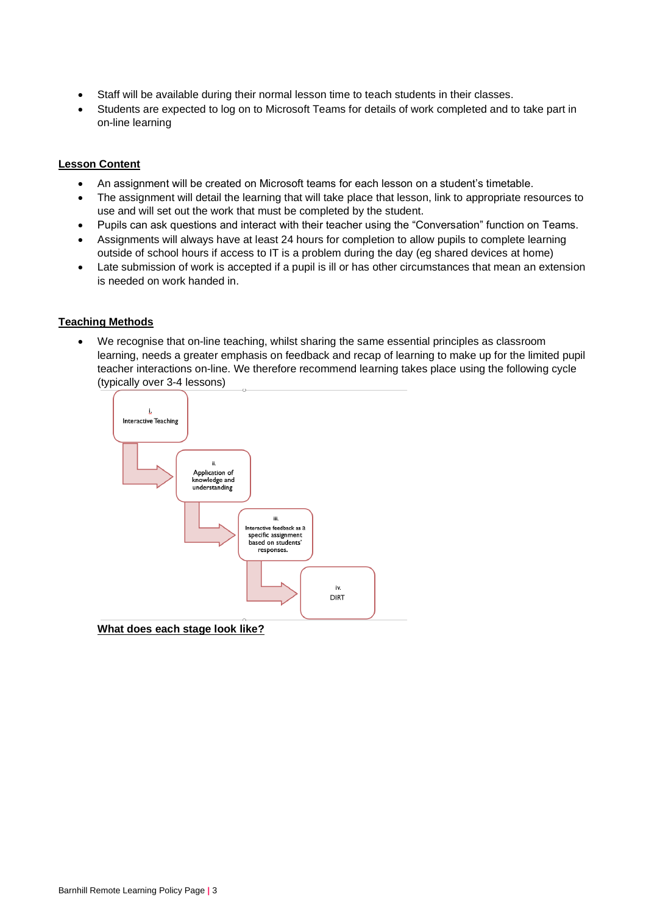- Staff will be available during their normal lesson time to teach students in their classes.
- Students are expected to log on to Microsoft Teams for details of work completed and to take part in on-line learning

**Lesson Content**

- An assignment will be created on Microsoft teams for each lesson on a student's timetable.
- The assignment will detail the learning that will take place that lesson, link to appropriate resources to use and will set out the work that must be completed by the student.
- Pupils can ask questions and interact with their teacher using the "Conversation" function on Teams.
- Assignments will always have at least 24 hours for completion to allow pupils to complete learning outside of school hours if access to IT is a problem during the day (eg shared devices at home)
- Late submission of work is accepted if a pupil is ill or has other circumstances that mean an extension is needed on work handed in.

**Teaching Methods**

- We recognise that on-line teaching, whilst sharing the same essential principles as classroom learning, needs a greater emphasis on feedback and recap of learning to make up for the limited pupil teacher interactions on-line. We therefore recommend learning takes place using the following cycle (typically over 3-4 lessons)

i. Interactive Teaching

ii. Application of knowledge and understanding

iii. Interactive feedback as a specific assignment based on students' responses.

iv. DIRT

**What does each stage look like?**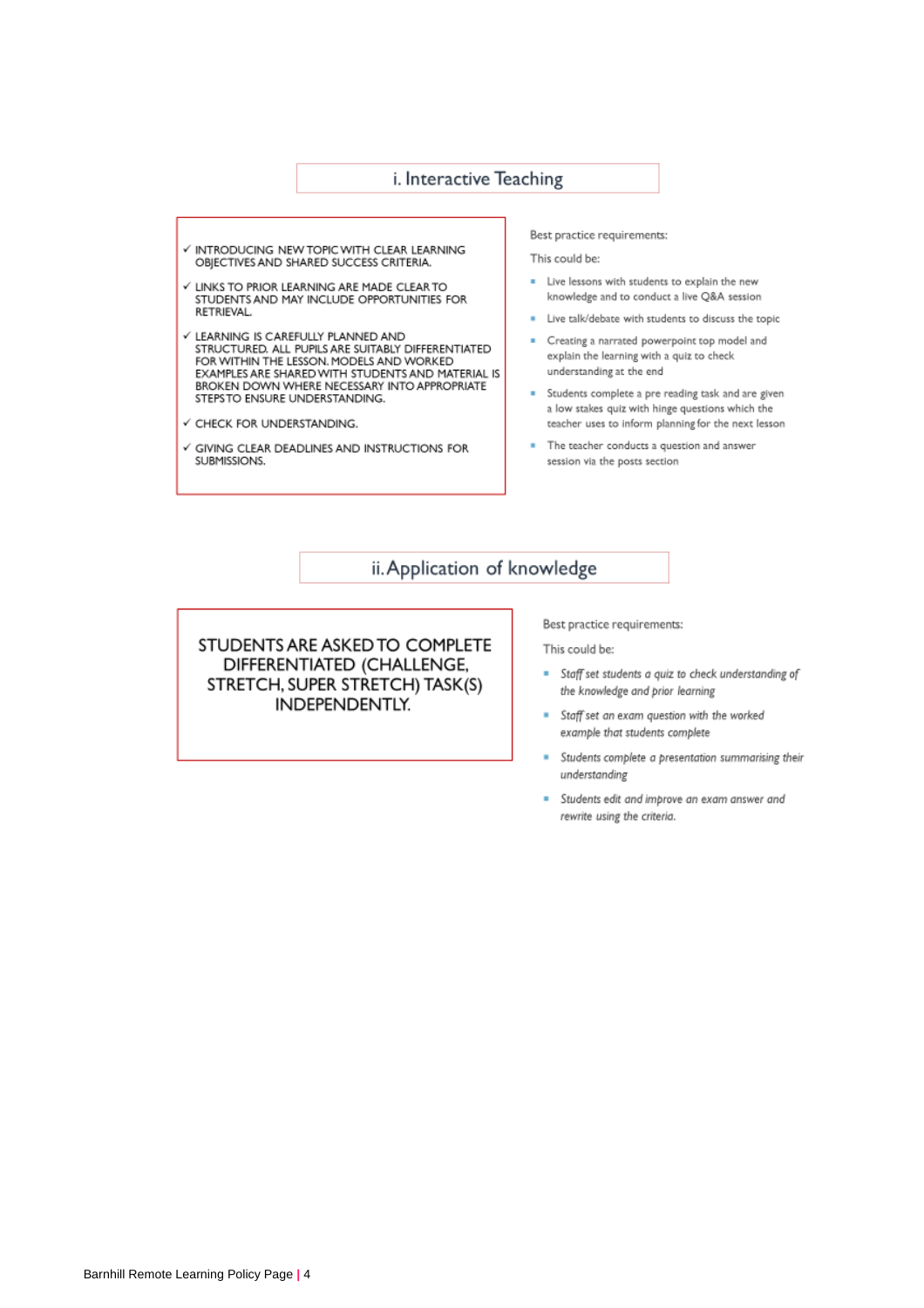## i. Interactive Teaching

- ✓ INTRODUCING NEW TOPIC WITH CLEAR LEARNING OBJECTIVES AND SHARED SUCCESS CRITERIA.
- ✓ LINKS TO PRIOR LEARNING ARE MADE CLEAR TO STUDENTS AND MAY INCLUDE OPPORTUNITIES FOR RETRIEVAL.
- ✓ LEARNING IS CAREFULLY PLANNED AND STRUCTURED. ALL PUPILS ARE SUITABLY DIFFERENTIATED FOR WITHIN THE LESSON. MODELS AND WORKED EXAMPLES ARE SHARED WITH STUDENTS AND MATERIAL IS BROKEN DOWN WHERE NECESSARY INTO APPROPRIATE STEPS TO ENSURE UNDERSTANDING.
- ✓ CHECK FOR UNDERSTANDING.
- ✓ GIVING CLEAR DEADLINES AND INSTRUCTIONS FOR SUBMISSIONS.

Best practice requirements:

This could be:

- Live lessons with students to explain the new knowledge and to conduct a live Q&A session
- Live talk/debate with students to discuss the topic
- Creating a narrated powerpoint top model and explain the learning with a quiz to check understanding at the end
- Students complete a pre reading task and are given a low stakes quiz with hinge questions which the teacher uses to inform planning for the next lesson
- The teacher conducts a question and answer session via the posts section

## ii. Application of knowledge

STUDENTS ARE ASKED TO COMPLETE DIFFERENTIATED (CHALLENGE, STRETCH, SUPER STRETCH) TASK(S) INDEPENDENTLY.

Best practice requirements:

This could be:

- *Staff set students a quiz to check understanding of the knowledge and prior learning*
- *Staff set an exam question with the worked example that students complete*
- *Students complete a presentation summarising their understanding*
- *Students edit and improve an exam answer and rewrite using the criteria.*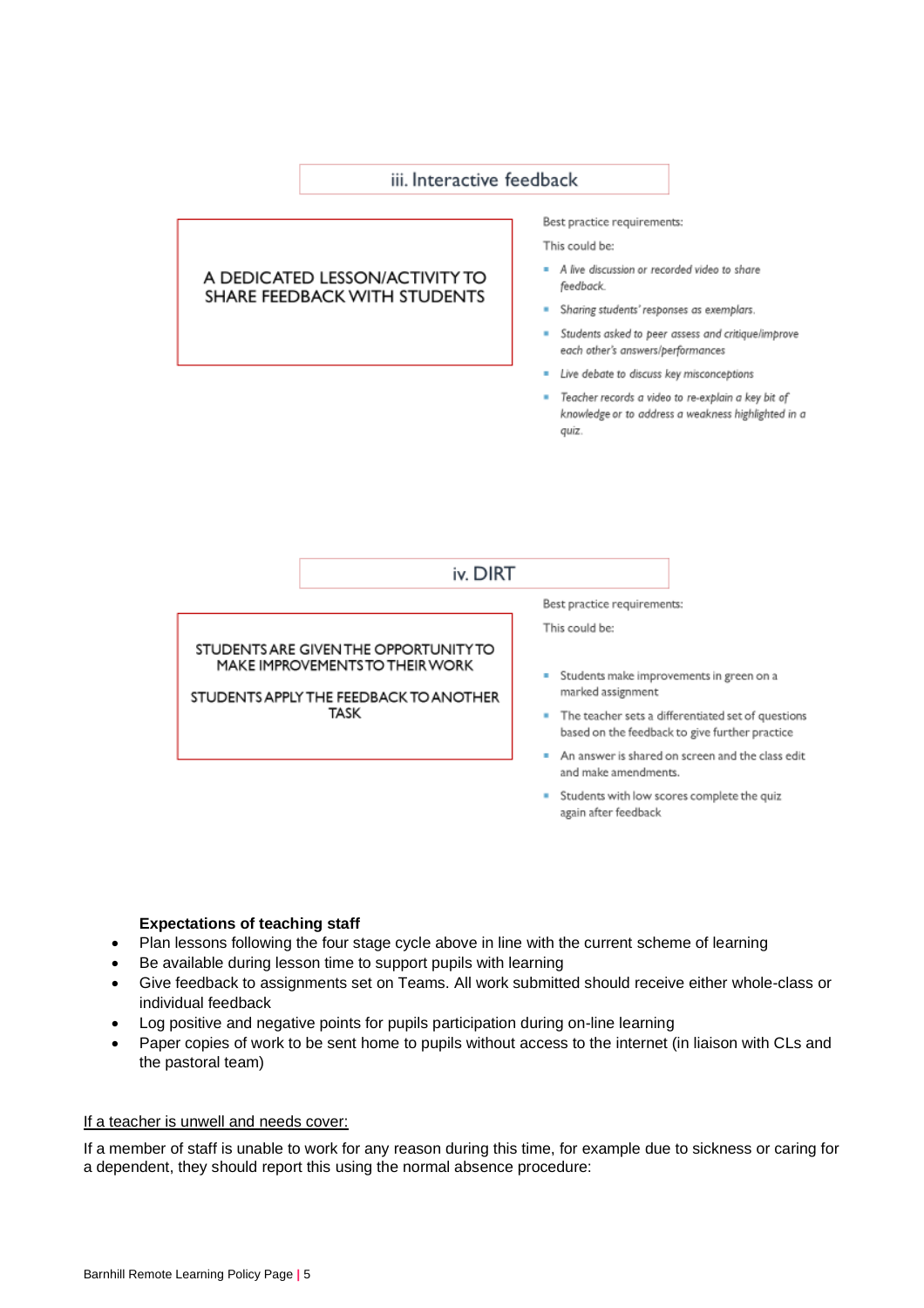### iii. Interactive feedback

A DEDICATED LESSON/ACTIVITY TO SHARE FEEDBACK WITH STUDENTS

Best practice requirements:

This could be:

- *A live discussion or recorded video to share feedback.*
- *Sharing students' responses as exemplars.*
- *Students asked to peer assess and critique/improve each other's answers/performances*
- *Live debate to discuss key misconceptions*
- *Teacher records a video to re-explain a key bit of knowledge or to address a weakness highlighted in a quiz.*

### iv. DIRT

STUDENTS ARE GIVEN THE OPPORTUNITY TO MAKE IMPROVEMENTS TO THEIR WORK

STUDENTS APPLY THE FEEDBACK TO ANOTHER TASK

Best practice requirements:

This could be:

- Students make improvements in green on a marked assignment
- The teacher sets a differentiated set of questions based on the feedback to give further practice
- An answer is shared on screen and the class edit and make amendments.
- Students with low scores complete the quiz again after feedback

**Expectations of teaching staff**

- Plan lessons following the four stage cycle above in line with the current scheme of learning
- Be available during lesson time to support pupils with learning
- Give feedback to assignments set on Teams. All work submitted should receive either whole-class or individual feedback
- Log positive and negative points for pupils participation during on-line learning
- Paper copies of work to be sent home to pupils without access to the internet (in liaison with CLs and the pastoral team)

<u>If a teacher is unwell and needs cover:</u>

If a member of staff is unable to work for any reason during this time, for example due to sickness or caring for a dependent, they should report this using the normal absence procedure: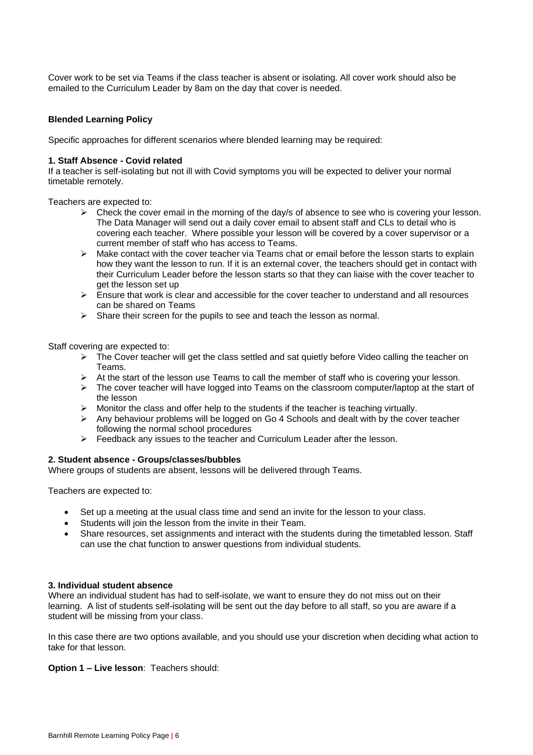Cover work to be set via Teams if the class teacher is absent or isolating. All cover work should also be emailed to the Curriculum Leader by 8am on the day that cover is needed.

**Blended Learning Policy**

Specific approaches for different scenarios where blended learning may be required:

**1. Staff Absence - Covid related**

If a teacher is self-isolating but not ill with Covid symptoms you will be expected to deliver your normal timetable remotely.

Teachers are expected to:

- Check the cover email in the morning of the day/s of absence to see who is covering your lesson. The Data Manager will send out a daily cover email to absent staff and CLs to detail who is covering each teacher. Where possible your lesson will be covered by a cover supervisor or a current member of staff who has access to Teams.
- Make contact with the cover teacher via Teams chat or email before the lesson starts to explain how they want the lesson to run. If it is an external cover, the teachers should get in contact with their Curriculum Leader before the lesson starts so that they can liaise with the cover teacher to get the lesson set up
- Ensure that work is clear and accessible for the cover teacher to understand and all resources can be shared on Teams
- Share their screen for the pupils to see and teach the lesson as normal.

Staff covering are expected to:

- The Cover teacher will get the class settled and sat quietly before Video calling the teacher on Teams.
- At the start of the lesson use Teams to call the member of staff who is covering your lesson.
- The cover teacher will have logged into Teams on the classroom computer/laptop at the start of the lesson
- Monitor the class and offer help to the students if the teacher is teaching virtually.
- Any behaviour problems will be logged on Go 4 Schools and dealt with by the cover teacher following the normal school procedures
- Feedback any issues to the teacher and Curriculum Leader after the lesson.

**2. Student absence - Groups/classes/bubbles**

Where groups of students are absent, lessons will be delivered through Teams.

Teachers are expected to:

- Set up a meeting at the usual class time and send an invite for the lesson to your class.
- Students will join the lesson from the invite in their Team.
- Share resources, set assignments and interact with the students during the timetabled lesson. Staff can use the chat function to answer questions from individual students.

**3. Individual student absence**

Where an individual student has had to self-isolate, we want to ensure they do not miss out on their learning. A list of students self-isolating will be sent out the day before to all staff, so you are aware if a student will be missing from your class.

In this case there are two options available, and you should use your discretion when deciding what action to take for that lesson.

**Option 1 – Live lesson**: Teachers should: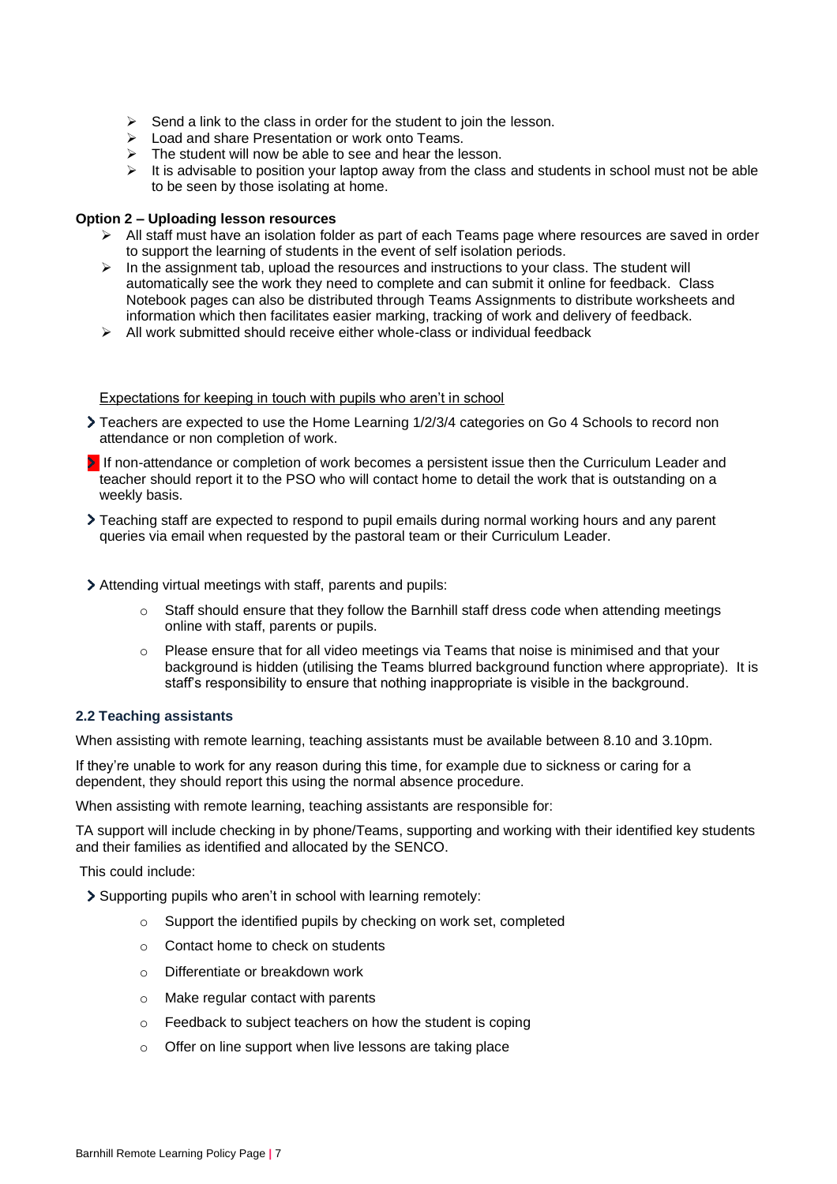- Send a link to the class in order for the student to join the lesson.
- Load and share Presentation or work onto Teams.
- The student will now be able to see and hear the lesson.
- It is advisable to position your laptop away from the class and students in school must not be able to be seen by those isolating at home.

**Option 2 – Uploading lesson resources**

- All staff must have an isolation folder as part of each Teams page where resources are saved in order to support the learning of students in the event of self isolation periods.
- In the assignment tab, upload the resources and instructions to your class. The student will automatically see the work they need to complete and can submit it online for feedback. Class Notebook pages can also be distributed through Teams Assignments to distribute worksheets and information which then facilitates easier marking, tracking of work and delivery of feedback.
- All work submitted should receive either whole-class or individual feedback

Expectations for keeping in touch with pupils who aren't in school

- Teachers are expected to use the Home Learning 1/2/3/4 categories on Go 4 Schools to record non attendance or non completion of work.
- If non-attendance or completion of work becomes a persistent issue then the Curriculum Leader and teacher should report it to the PSO who will contact home to detail the work that is outstanding on a weekly basis.
- Teaching staff are expected to respond to pupil emails during normal working hours and any parent queries via email when requested by the pastoral team or their Curriculum Leader.

- Attending virtual meetings with staff, parents and pupils:
    - Staff should ensure that they follow the Barnhill staff dress code when attending meetings online with staff, parents or pupils.
    - Please ensure that for all video meetings via Teams that noise is minimised and that your background is hidden (utilising the Teams blurred background function where appropriate). It is staff's responsibility to ensure that nothing inappropriate is visible in the background.

### 2.2 Teaching assistants

When assisting with remote learning, teaching assistants must be available between 8.10 and 3.10pm.

If they're unable to work for any reason during this time, for example due to sickness or caring for a dependent, they should report this using the normal absence procedure.

When assisting with remote learning, teaching assistants are responsible for:

TA support will include checking in by phone/Teams, supporting and working with their identified key students and their families as identified and allocated by the SENCO.

This could include:

- Supporting pupils who aren't in school with learning remotely:
    - Support the identified pupils by checking on work set, completed
    - Contact home to check on students
    - Differentiate or breakdown work
    - Make regular contact with parents
    - Feedback to subject teachers on how the student is coping
    - Offer on line support when live lessons are taking place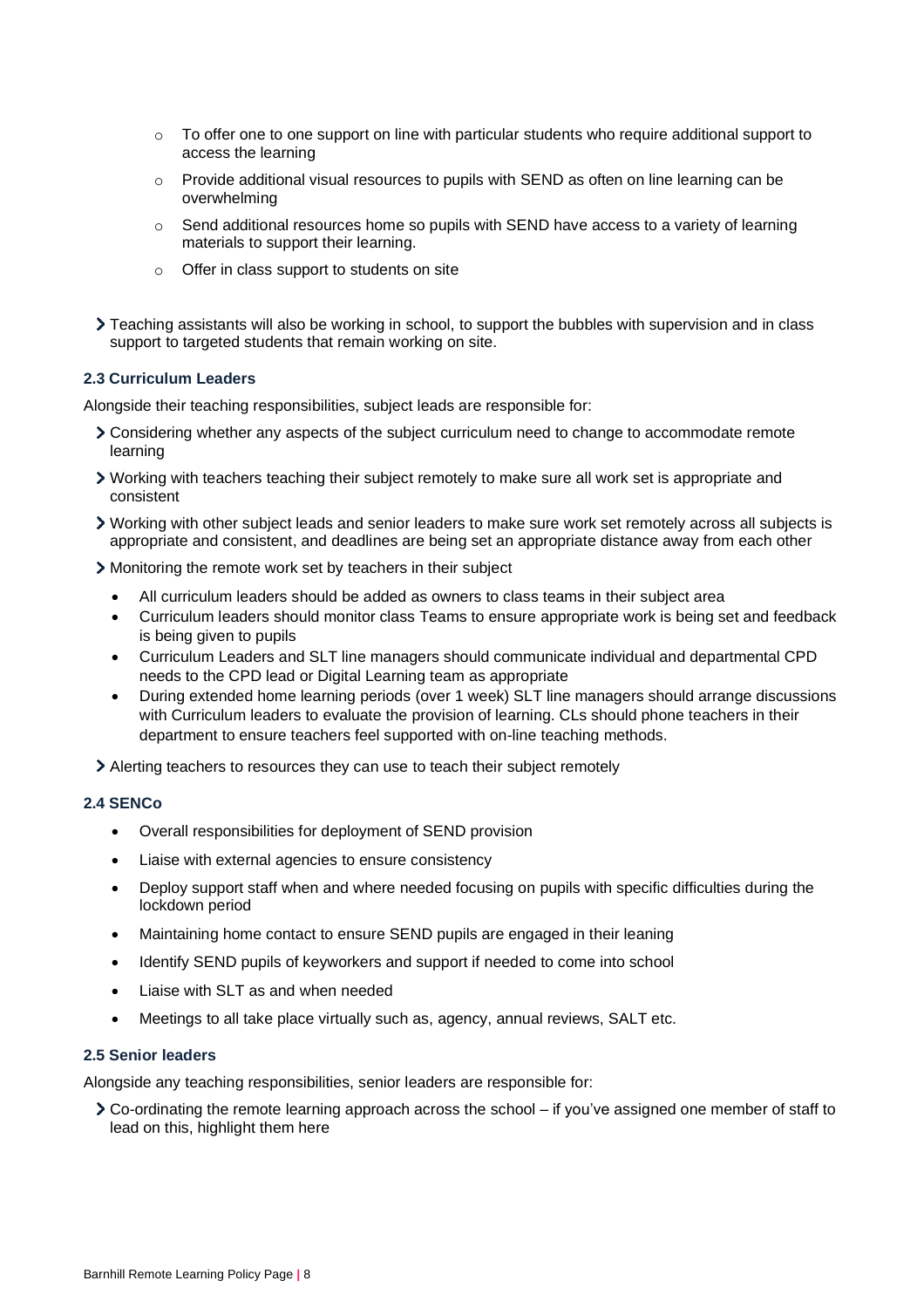- To offer one to one support on line with particular students who require additional support to access the learning
  - Provide additional visual resources to pupils with SEND as often on line learning can be overwhelming
  - Send additional resources home so pupils with SEND have access to a variety of learning materials to support their learning.
  - Offer in class support to students on site

- Teaching assistants will also be working in school, to support the bubbles with supervision and in class support to targeted students that remain working on site.

#### 2.3 Curriculum Leaders

Alongside their teaching responsibilities, subject leads are responsible for:

- Considering whether any aspects of the subject curriculum need to change to accommodate remote learning
- Working with teachers teaching their subject remotely to make sure all work set is appropriate and consistent
- Working with other subject leads and senior leaders to make sure work set remotely across all subjects is appropriate and consistent, and deadlines are being set an appropriate distance away from each other
- Monitoring the remote work set by teachers in their subject
  - All curriculum leaders should be added as owners to class teams in their subject area
  - Curriculum leaders should monitor class Teams to ensure appropriate work is being set and feedback is being given to pupils
  - Curriculum Leaders and SLT line managers should communicate individual and departmental CPD needs to the CPD lead or Digital Learning team as appropriate
  - During extended home learning periods (over 1 week) SLT line managers should arrange discussions with Curriculum leaders to evaluate the provision of learning. CLs should phone teachers in their department to ensure teachers feel supported with on-line teaching methods.
- Alerting teachers to resources they can use to teach their subject remotely

#### 2.4 SENCo

- Overall responsibilities for deployment of SEND provision
- Liaise with external agencies to ensure consistency
- Deploy support staff when and where needed focusing on pupils with specific difficulties during the lockdown period
- Maintaining home contact to ensure SEND pupils are engaged in their leaning
- Identify SEND pupils of keyworkers and support if needed to come into school
- Liaise with SLT as and when needed
- Meetings to all take place virtually such as, agency, annual reviews, SALT etc.

#### 2.5 Senior leaders

Alongside any teaching responsibilities, senior leaders are responsible for:

- Co-ordinating the remote learning approach across the school – if you've assigned one member of staff to lead on this, highlight them here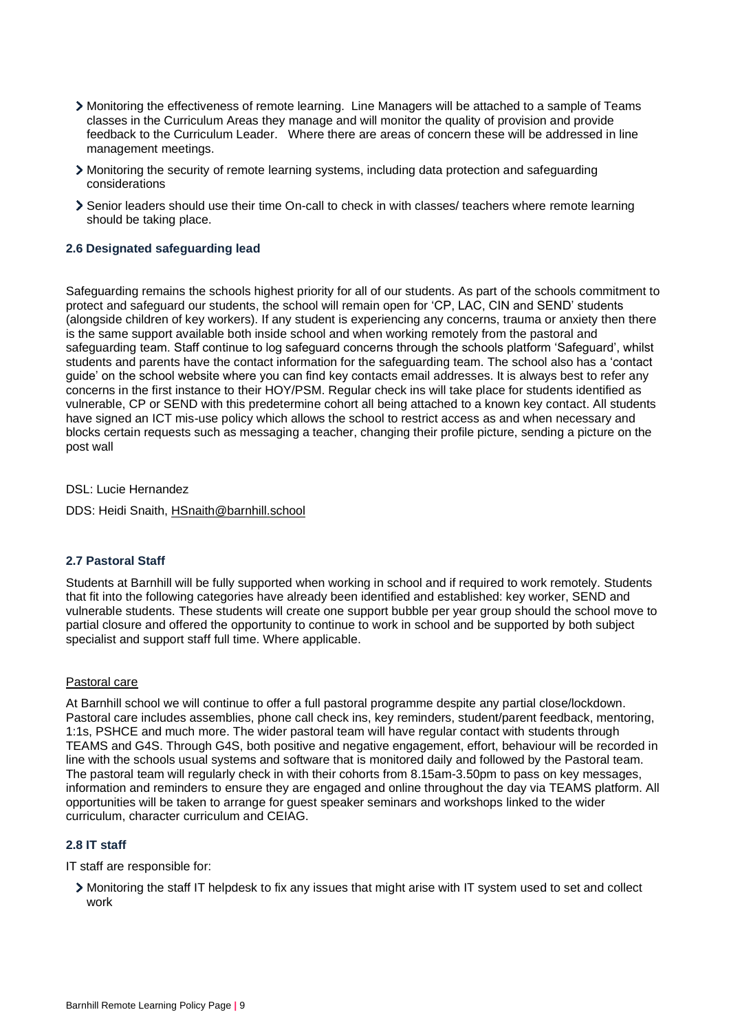- Monitoring the effectiveness of remote learning. Line Managers will be attached to a sample of Teams classes in the Curriculum Areas they manage and will monitor the quality of provision and provide feedback to the Curriculum Leader. Where there are areas of concern these will be addressed in line management meetings.
- Monitoring the security of remote learning systems, including data protection and safeguarding considerations
- Senior leaders should use their time On-call to check in with classes/ teachers where remote learning should be taking place.

### 2.6 Designated safeguarding lead

Safeguarding remains the schools highest priority for all of our students. As part of the schools commitment to protect and safeguard our students, the school will remain open for 'CP, LAC, CIN and SEND' students (alongside children of key workers). If any student is experiencing any concerns, trauma or anxiety then there is the same support available both inside school and when working remotely from the pastoral and safeguarding team. Staff continue to log safeguard concerns through the schools platform 'Safeguard', whilst students and parents have the contact information for the safeguarding team. The school also has a 'contact guide' on the school website where you can find key contacts email addresses. It is always best to refer any concerns in the first instance to their HOY/PSM. Regular check ins will take place for students identified as vulnerable, CP or SEND with this predetermine cohort all being attached to a known key contact. All students have signed an ICT mis-use policy which allows the school to restrict access as and when necessary and blocks certain requests such as messaging a teacher, changing their profile picture, sending a picture on the post wall

DSL: Lucie Hernandez

DDS: Heidi Snaith, HSnaith@barnhill.school

### 2.7 Pastoral Staff

Students at Barnhill will be fully supported when working in school and if required to work remotely. Students that fit into the following categories have already been identified and established: key worker, SEND and vulnerable students. These students will create one support bubble per year group should the school move to partial closure and offered the opportunity to continue to work in school and be supported by both subject specialist and support staff full time. Where applicable.

Pastoral care

At Barnhill school we will continue to offer a full pastoral programme despite any partial close/lockdown. Pastoral care includes assemblies, phone call check ins, key reminders, student/parent feedback, mentoring, 1:1s, PSHCE and much more. The wider pastoral team will have regular contact with students through TEAMS and G4S. Through G4S, both positive and negative engagement, effort, behaviour will be recorded in line with the schools usual systems and software that is monitored daily and followed by the Pastoral team. The pastoral team will regularly check in with their cohorts from 8.15am-3.50pm to pass on key messages, information and reminders to ensure they are engaged and online throughout the day via TEAMS platform. All opportunities will be taken to arrange for guest speaker seminars and workshops linked to the wider curriculum, character curriculum and CEIAG.

### 2.8 IT staff

IT staff are responsible for:

- Monitoring the staff IT helpdesk to fix any issues that might arise with IT system used to set and collect work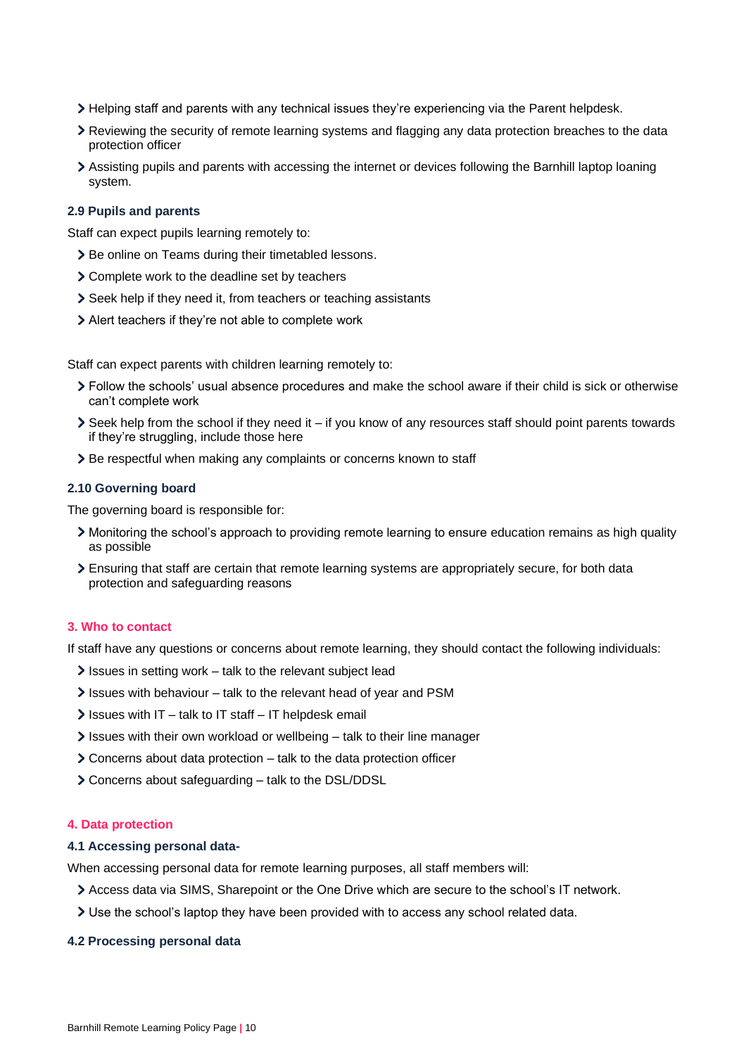- Helping staff and parents with any technical issues they're experiencing via the Parent helpdesk.
- Reviewing the security of remote learning systems and flagging any data protection breaches to the data protection officer
- Assisting pupils and parents with accessing the internet or devices following the Barnhill laptop loaning system.

### 2.9 Pupils and parents

Staff can expect pupils learning remotely to:

- Be online on Teams during their timetabled lessons.
- Complete work to the deadline set by teachers
- Seek help if they need it, from teachers or teaching assistants
- Alert teachers if they're not able to complete work

Staff can expect parents with children learning remotely to:

- Follow the schools' usual absence procedures and make the school aware if their child is sick or otherwise can't complete work
- Seek help from the school if they need it – if you know of any resources staff should point parents towards if they're struggling, include those here
- Be respectful when making any complaints or concerns known to staff

### 2.10 Governing board

The governing board is responsible for:

- Monitoring the school's approach to providing remote learning to ensure education remains as high quality as possible
- Ensuring that staff are certain that remote learning systems are appropriately secure, for both data protection and safeguarding reasons

## 3. Who to contact

If staff have any questions or concerns about remote learning, they should contact the following individuals:

- Issues in setting work – talk to the relevant subject lead
- Issues with behaviour – talk to the relevant head of year and PSM
- Issues with IT – talk to IT staff – IT helpdesk email
- Issues with their own workload or wellbeing – talk to their line manager
- Concerns about data protection – talk to the data protection officer
- Concerns about safeguarding – talk to the DSL/DDSL

## 4. Data protection

### 4.1 Accessing personal data-

When accessing personal data for remote learning purposes, all staff members will:

- Access data via SIMS, Sharepoint or the One Drive which are secure to the school's IT network.
- Use the school's laptop they have been provided with to access any school related data.

### 4.2 Processing personal data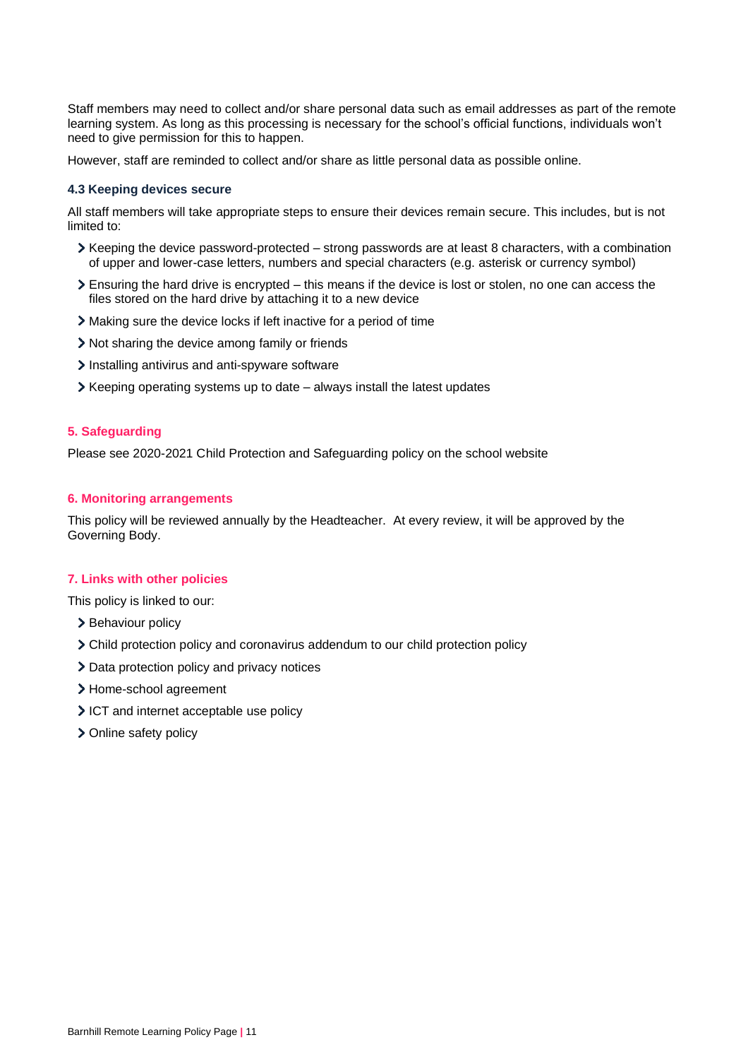Staff members may need to collect and/or share personal data such as email addresses as part of the remote learning system. As long as this processing is necessary for the school's official functions, individuals won't need to give permission for this to happen.

However, staff are reminded to collect and/or share as little personal data as possible online.

### 4.3 Keeping devices secure

All staff members will take appropriate steps to ensure their devices remain secure. This includes, but is not limited to:

- Keeping the device password-protected – strong passwords are at least 8 characters, with a combination of upper and lower-case letters, numbers and special characters (e.g. asterisk or currency symbol)
- Ensuring the hard drive is encrypted – this means if the device is lost or stolen, no one can access the files stored on the hard drive by attaching it to a new device
- Making sure the device locks if left inactive for a period of time
- Not sharing the device among family or friends
- Installing antivirus and anti-spyware software
- Keeping operating systems up to date – always install the latest updates

## 5. Safeguarding

Please see 2020-2021 Child Protection and Safeguarding policy on the school website

## 6. Monitoring arrangements

This policy will be reviewed annually by the Headteacher. At every review, it will be approved by the Governing Body.

## 7. Links with other policies

This policy is linked to our:

- Behaviour policy
- Child protection policy and coronavirus addendum to our child protection policy
- Data protection policy and privacy notices
- Home-school agreement
- ICT and internet acceptable use policy
- Online safety policy